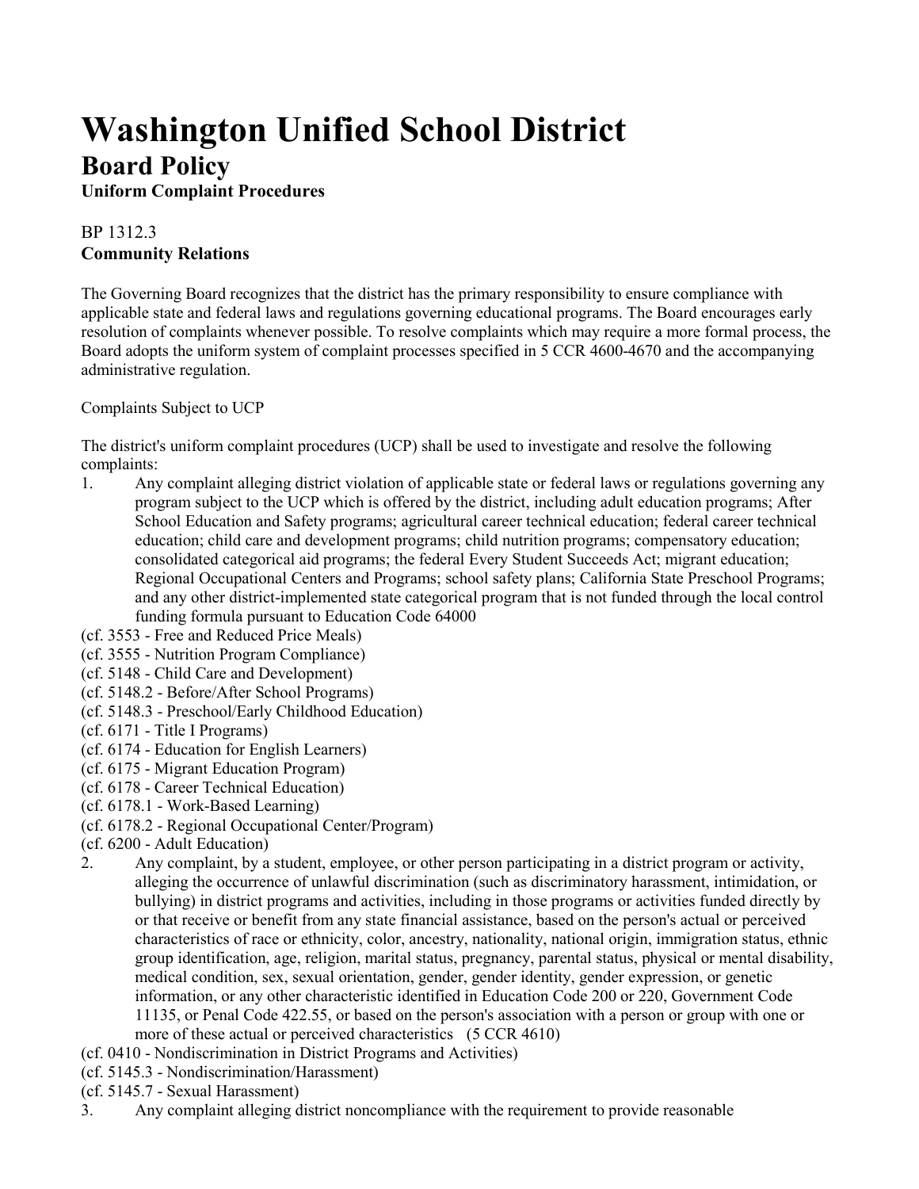# Washington Unified School District

## Board Policy

**Uniform Complaint Procedures**

BP 1312.3
**Community Relations**

The Governing Board recognizes that the district has the primary responsibility to ensure compliance with applicable state and federal laws and regulations governing educational programs. The Board encourages early resolution of complaints whenever possible. To resolve complaints which may require a more formal process, the Board adopts the uniform system of complaint processes specified in 5 CCR 4600-4670 and the accompanying administrative regulation.

Complaints Subject to UCP

The district's uniform complaint procedures (UCP) shall be used to investigate and resolve the following complaints:

1. Any complaint alleging district violation of applicable state or federal laws or regulations governing any program subject to the UCP which is offered by the district, including adult education programs; After School Education and Safety programs; agricultural career technical education; federal career technical education; child care and development programs; child nutrition programs; compensatory education; consolidated categorical aid programs; the federal Every Student Succeeds Act; migrant education; Regional Occupational Centers and Programs; school safety plans; California State Preschool Programs; and any other district-implemented state categorical program that is not funded through the local control funding formula pursuant to Education Code 64000

(cf. 3553 - Free and Reduced Price Meals)
(cf. 3555 - Nutrition Program Compliance)
(cf. 5148 - Child Care and Development)
(cf. 5148.2 - Before/After School Programs)
(cf. 5148.3 - Preschool/Early Childhood Education)
(cf. 6171 - Title I Programs)
(cf. 6174 - Education for English Learners)
(cf. 6175 - Migrant Education Program)
(cf. 6178 - Career Technical Education)
(cf. 6178.1 - Work-Based Learning)
(cf. 6178.2 - Regional Occupational Center/Program)
(cf. 6200 - Adult Education)

2. Any complaint, by a student, employee, or other person participating in a district program or activity, alleging the occurrence of unlawful discrimination (such as discriminatory harassment, intimidation, or bullying) in district programs and activities, including in those programs or activities funded directly by or that receive or benefit from any state financial assistance, based on the person's actual or perceived characteristics of race or ethnicity, color, ancestry, nationality, national origin, immigration status, ethnic group identification, age, religion, marital status, pregnancy, parental status, physical or mental disability, medical condition, sex, sexual orientation, gender, gender identity, gender expression, or genetic information, or any other characteristic identified in Education Code 200 or 220, Government Code 11135, or Penal Code 422.55, or based on the person's association with a person or group with one or more of these actual or perceived characteristics (5 CCR 4610)

(cf. 0410 - Nondiscrimination in District Programs and Activities)
(cf. 5145.3 - Nondiscrimination/Harassment)
(cf. 5145.7 - Sexual Harassment)

3. Any complaint alleging district noncompliance with the requirement to provide reasonable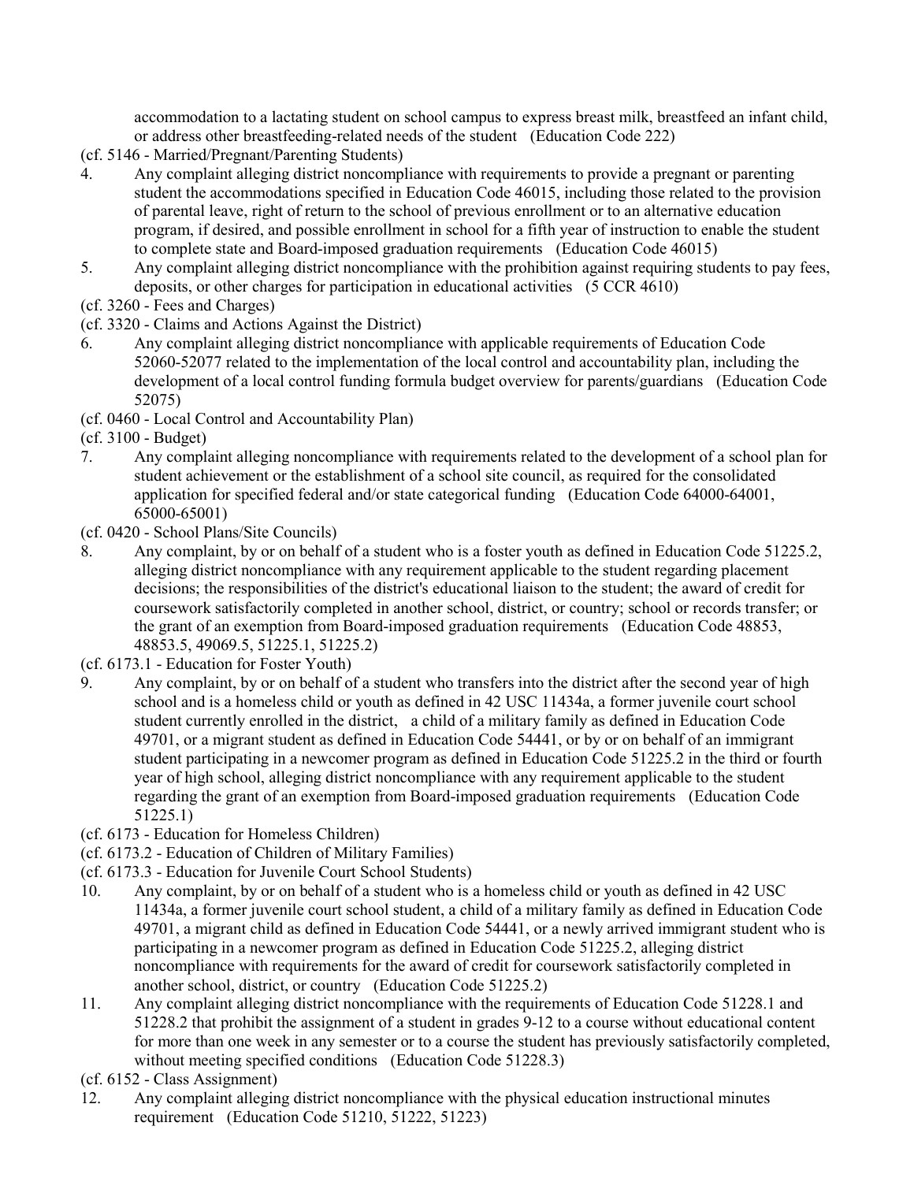accommodation to a lactating student on school campus to express breast milk, breastfeed an infant child, or address other breastfeeding-related needs of the student (Education Code 222)

(cf. 5146 - Married/Pregnant/Parenting Students)

4. Any complaint alleging district noncompliance with requirements to provide a pregnant or parenting student the accommodations specified in Education Code 46015, including those related to the provision of parental leave, right of return to the school of previous enrollment or to an alternative education program, if desired, and possible enrollment in school for a fifth year of instruction to enable the student to complete state and Board-imposed graduation requirements (Education Code 46015)

5. Any complaint alleging district noncompliance with the prohibition against requiring students to pay fees, deposits, or other charges for participation in educational activities (5 CCR 4610)

(cf. 3260 - Fees and Charges)
(cf. 3320 - Claims and Actions Against the District)

6. Any complaint alleging district noncompliance with applicable requirements of Education Code 52060-52077 related to the implementation of the local control and accountability plan, including the development of a local control funding formula budget overview for parents/guardians (Education Code 52075)

(cf. 0460 - Local Control and Accountability Plan)
(cf. 3100 - Budget)

7. Any complaint alleging noncompliance with requirements related to the development of a school plan for student achievement or the establishment of a school site council, as required for the consolidated application for specified federal and/or state categorical funding (Education Code 64000-64001, 65000-65001)

(cf. 0420 - School Plans/Site Councils)

8. Any complaint, by or on behalf of a student who is a foster youth as defined in Education Code 51225.2, alleging district noncompliance with any requirement applicable to the student regarding placement decisions; the responsibilities of the district's educational liaison to the student; the award of credit for coursework satisfactorily completed in another school, district, or country; school or records transfer; or the grant of an exemption from Board-imposed graduation requirements (Education Code 48853, 48853.5, 49069.5, 51225.1, 51225.2)

(cf. 6173.1 - Education for Foster Youth)

9. Any complaint, by or on behalf of a student who transfers into the district after the second year of high school and is a homeless child or youth as defined in 42 USC 11434a, a former juvenile court school student currently enrolled in the district, a child of a military family as defined in Education Code 49701, or a migrant student as defined in Education Code 54441, or by or on behalf of an immigrant student participating in a newcomer program as defined in Education Code 51225.2 in the third or fourth year of high school, alleging district noncompliance with any requirement applicable to the student regarding the grant of an exemption from Board-imposed graduation requirements (Education Code 51225.1)

(cf. 6173 - Education for Homeless Children)
(cf. 6173.2 - Education of Children of Military Families)
(cf. 6173.3 - Education for Juvenile Court School Students)

10. Any complaint, by or on behalf of a student who is a homeless child or youth as defined in 42 USC 11434a, a former juvenile court school student, a child of a military family as defined in Education Code 49701, a migrant child as defined in Education Code 54441, or a newly arrived immigrant student who is participating in a newcomer program as defined in Education Code 51225.2, alleging district noncompliance with requirements for the award of credit for coursework satisfactorily completed in another school, district, or country (Education Code 51225.2)

11. Any complaint alleging district noncompliance with the requirements of Education Code 51228.1 and 51228.2 that prohibit the assignment of a student in grades 9-12 to a course without educational content for more than one week in any semester or to a course the student has previously satisfactorily completed, without meeting specified conditions (Education Code 51228.3)

(cf. 6152 - Class Assignment)

12. Any complaint alleging district noncompliance with the physical education instructional minutes requirement (Education Code 51210, 51222, 51223)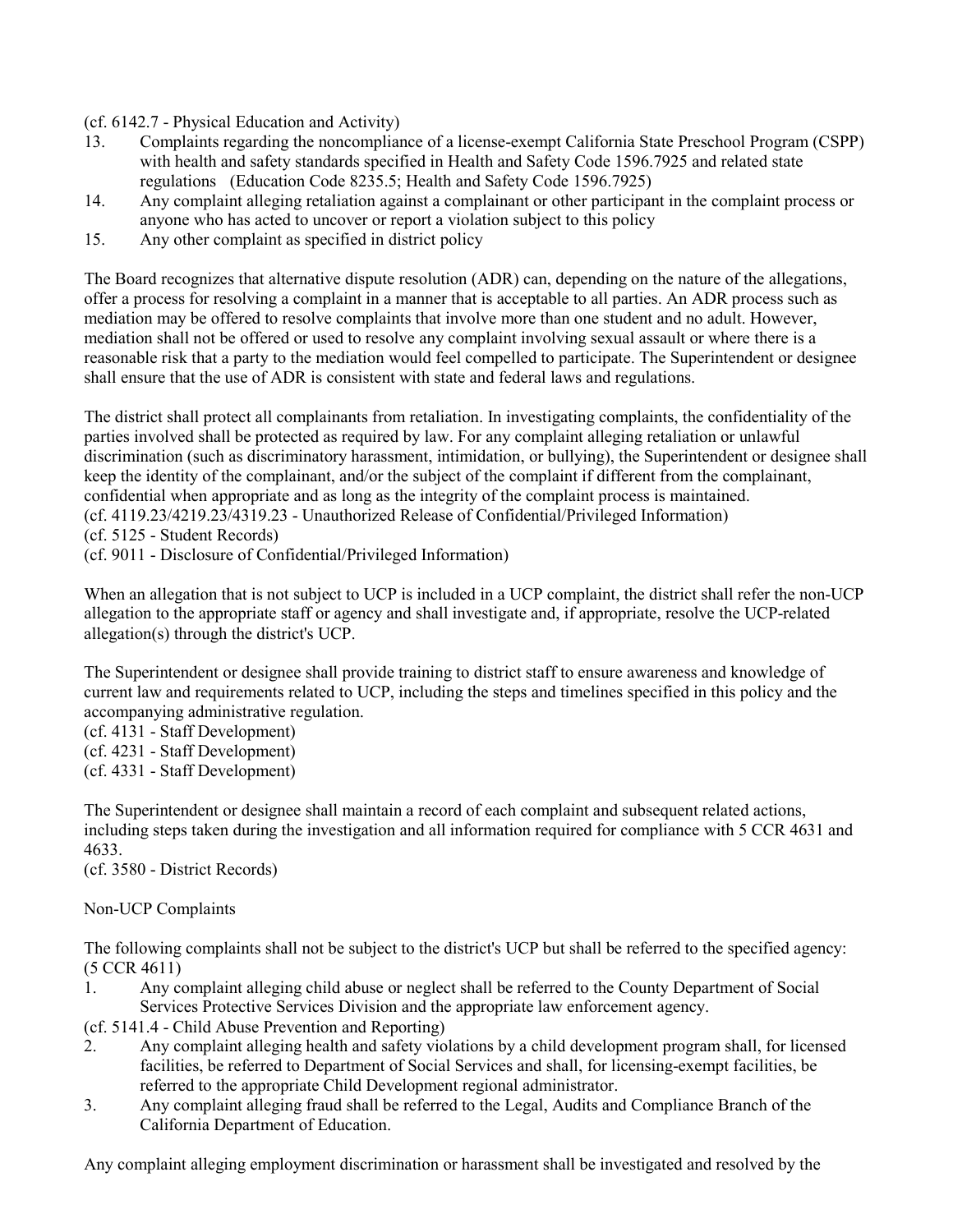(cf. 6142.7 - Physical Education and Activity)

13. Complaints regarding the noncompliance of a license-exempt California State Preschool Program (CSPP) with health and safety standards specified in Health and Safety Code 1596.7925 and related state regulations (Education Code 8235.5; Health and Safety Code 1596.7925)
14. Any complaint alleging retaliation against a complainant or other participant in the complaint process or anyone who has acted to uncover or report a violation subject to this policy
15. Any other complaint as specified in district policy

The Board recognizes that alternative dispute resolution (ADR) can, depending on the nature of the allegations, offer a process for resolving a complaint in a manner that is acceptable to all parties. An ADR process such as mediation may be offered to resolve complaints that involve more than one student and no adult. However, mediation shall not be offered or used to resolve any complaint involving sexual assault or where there is a reasonable risk that a party to the mediation would feel compelled to participate. The Superintendent or designee shall ensure that the use of ADR is consistent with state and federal laws and regulations.

The district shall protect all complainants from retaliation. In investigating complaints, the confidentiality of the parties involved shall be protected as required by law. For any complaint alleging retaliation or unlawful discrimination (such as discriminatory harassment, intimidation, or bullying), the Superintendent or designee shall keep the identity of the complainant, and/or the subject of the complaint if different from the complainant, confidential when appropriate and as long as the integrity of the complaint process is maintained.
(cf. 4119.23/4219.23/4319.23 - Unauthorized Release of Confidential/Privileged Information)
(cf. 5125 - Student Records)
(cf. 9011 - Disclosure of Confidential/Privileged Information)

When an allegation that is not subject to UCP is included in a UCP complaint, the district shall refer the non-UCP allegation to the appropriate staff or agency and shall investigate and, if appropriate, resolve the UCP-related allegation(s) through the district's UCP.

The Superintendent or designee shall provide training to district staff to ensure awareness and knowledge of current law and requirements related to UCP, including the steps and timelines specified in this policy and the accompanying administrative regulation.
(cf. 4131 - Staff Development)
(cf. 4231 - Staff Development)
(cf. 4331 - Staff Development)

The Superintendent or designee shall maintain a record of each complaint and subsequent related actions, including steps taken during the investigation and all information required for compliance with 5 CCR 4631 and 4633.
(cf. 3580 - District Records)

Non-UCP Complaints

The following complaints shall not be subject to the district's UCP but shall be referred to the specified agency: (5 CCR 4611)

1. Any complaint alleging child abuse or neglect shall be referred to the County Department of Social Services Protective Services Division and the appropriate law enforcement agency.

(cf. 5141.4 - Child Abuse Prevention and Reporting)

2. Any complaint alleging health and safety violations by a child development program shall, for licensed facilities, be referred to Department of Social Services and shall, for licensing-exempt facilities, be referred to the appropriate Child Development regional administrator.
3. Any complaint alleging fraud shall be referred to the Legal, Audits and Compliance Branch of the California Department of Education.

Any complaint alleging employment discrimination or harassment shall be investigated and resolved by the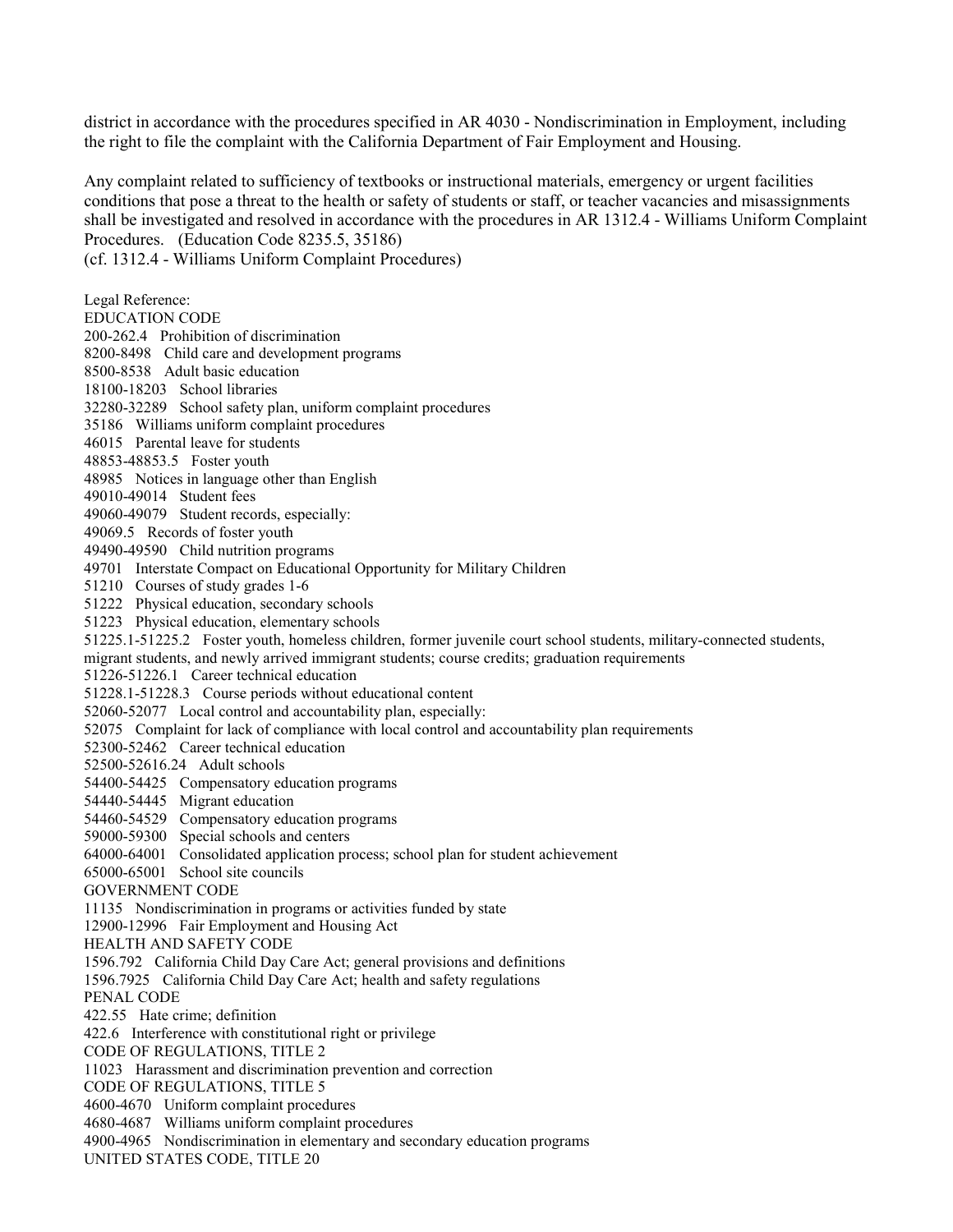district in accordance with the procedures specified in AR 4030 - Nondiscrimination in Employment, including the right to file the complaint with the California Department of Fair Employment and Housing.

Any complaint related to sufficiency of textbooks or instructional materials, emergency or urgent facilities conditions that pose a threat to the health or safety of students or staff, or teacher vacancies and misassignments shall be investigated and resolved in accordance with the procedures in AR 1312.4 - Williams Uniform Complaint Procedures. (Education Code 8235.5, 35186)
(cf. 1312.4 - Williams Uniform Complaint Procedures)

Legal Reference:
EDUCATION CODE
200-262.4 Prohibition of discrimination
8200-8498 Child care and development programs
8500-8538 Adult basic education
18100-18203 School libraries
32280-32289 School safety plan, uniform complaint procedures
35186 Williams uniform complaint procedures
46015 Parental leave for students
48853-48853.5 Foster youth
48985 Notices in language other than English
49010-49014 Student fees
49060-49079 Student records, especially:
49069.5 Records of foster youth
49490-49590 Child nutrition programs
49701 Interstate Compact on Educational Opportunity for Military Children
51210 Courses of study grades 1-6
51222 Physical education, secondary schools
51223 Physical education, elementary schools
51225.1-51225.2 Foster youth, homeless children, former juvenile court school students, military-connected students, migrant students, and newly arrived immigrant students; course credits; graduation requirements
51226-51226.1 Career technical education
51228.1-51228.3 Course periods without educational content
52060-52077 Local control and accountability plan, especially:
52075 Complaint for lack of compliance with local control and accountability plan requirements
52300-52462 Career technical education
52500-52616.24 Adult schools
54400-54425 Compensatory education programs
54440-54445 Migrant education
54460-54529 Compensatory education programs
59000-59300 Special schools and centers
64000-64001 Consolidated application process; school plan for student achievement
65000-65001 School site councils
GOVERNMENT CODE
11135 Nondiscrimination in programs or activities funded by state
12900-12996 Fair Employment and Housing Act
HEALTH AND SAFETY CODE
1596.792 California Child Day Care Act; general provisions and definitions
1596.7925 California Child Day Care Act; health and safety regulations
PENAL CODE
422.55 Hate crime; definition
422.6 Interference with constitutional right or privilege
CODE OF REGULATIONS, TITLE 2
11023 Harassment and discrimination prevention and correction
CODE OF REGULATIONS, TITLE 5
4600-4670 Uniform complaint procedures
4680-4687 Williams uniform complaint procedures
4900-4965 Nondiscrimination in elementary and secondary education programs
UNITED STATES CODE, TITLE 20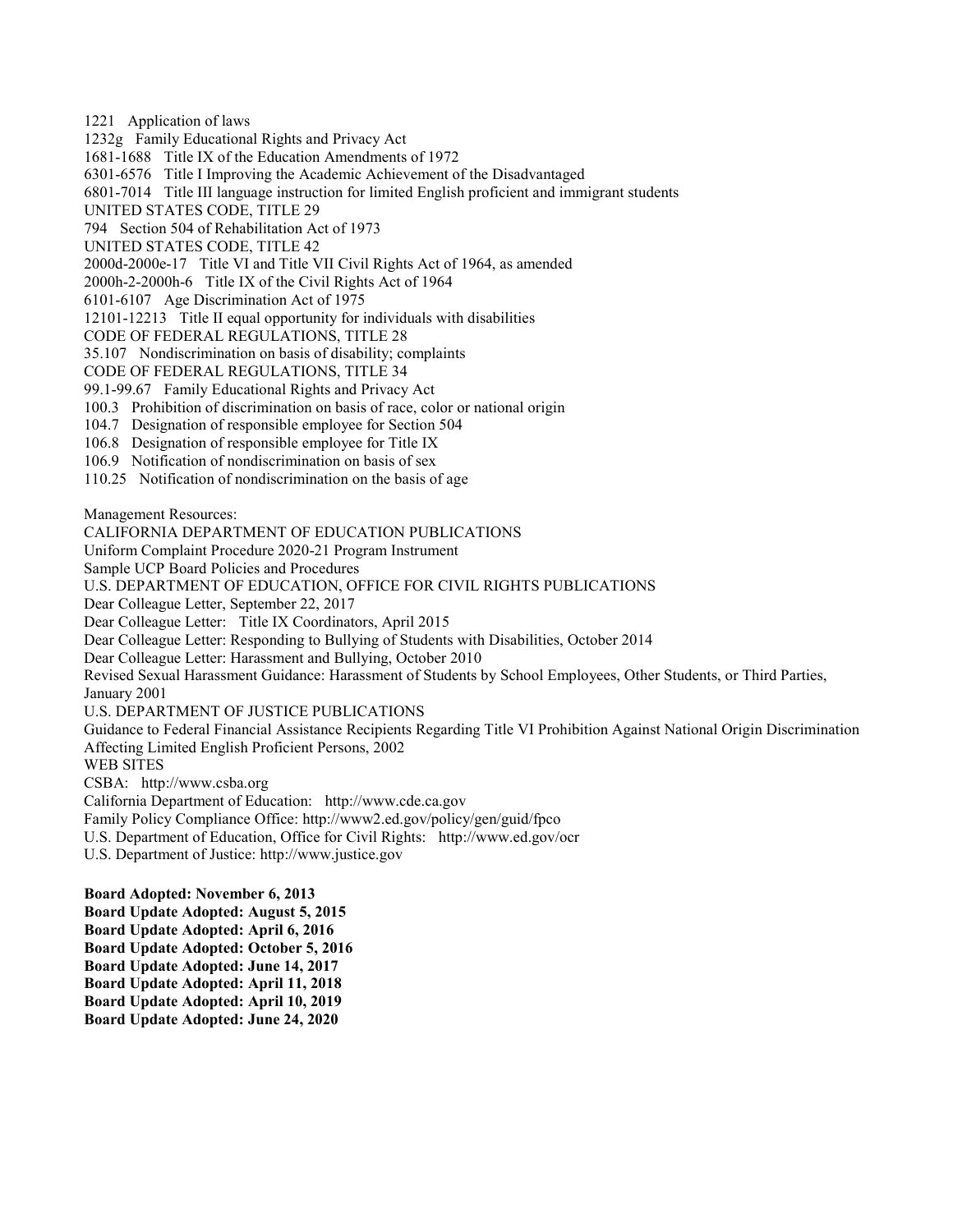1221 Application of laws

1232g Family Educational Rights and Privacy Act

1681-1688 Title IX of the Education Amendments of 1972

6301-6576 Title I Improving the Academic Achievement of the Disadvantaged

6801-7014 Title III language instruction for limited English proficient and immigrant students

UNITED STATES CODE, TITLE 29

794 Section 504 of Rehabilitation Act of 1973

UNITED STATES CODE, TITLE 42

2000d-2000e-17 Title VI and Title VII Civil Rights Act of 1964, as amended

2000h-2-2000h-6 Title IX of the Civil Rights Act of 1964

6101-6107 Age Discrimination Act of 1975

12101-12213 Title II equal opportunity for individuals with disabilities

CODE OF FEDERAL REGULATIONS, TITLE 28

35.107 Nondiscrimination on basis of disability; complaints

CODE OF FEDERAL REGULATIONS, TITLE 34

99.1-99.67 Family Educational Rights and Privacy Act

100.3 Prohibition of discrimination on basis of race, color or national origin

104.7 Designation of responsible employee for Section 504

106.8 Designation of responsible employee for Title IX

106.9 Notification of nondiscrimination on basis of sex

110.25 Notification of nondiscrimination on the basis of age

Management Resources:

CALIFORNIA DEPARTMENT OF EDUCATION PUBLICATIONS

Uniform Complaint Procedure 2020-21 Program Instrument

Sample UCP Board Policies and Procedures

U.S. DEPARTMENT OF EDUCATION, OFFICE FOR CIVIL RIGHTS PUBLICATIONS

Dear Colleague Letter, September 22, 2017

Dear Colleague Letter: Title IX Coordinators, April 2015

Dear Colleague Letter: Responding to Bullying of Students with Disabilities, October 2014

Dear Colleague Letter: Harassment and Bullying, October 2010

Revised Sexual Harassment Guidance: Harassment of Students by School Employees, Other Students, or Third Parties, January 2001

U.S. DEPARTMENT OF JUSTICE PUBLICATIONS

Guidance to Federal Financial Assistance Recipients Regarding Title VI Prohibition Against National Origin Discrimination Affecting Limited English Proficient Persons, 2002

WEB SITES

CSBA: http://www.csba.org

California Department of Education: http://www.cde.ca.gov

Family Policy Compliance Office: http://www2.ed.gov/policy/gen/guid/fpco

U.S. Department of Education, Office for Civil Rights: http://www.ed.gov/ocr

U.S. Department of Justice: http://www.justice.gov

**Board Adopted: November 6, 2013**
**Board Update Adopted: August 5, 2015**
**Board Update Adopted: April 6, 2016**
**Board Update Adopted: October 5, 2016**
**Board Update Adopted: June 14, 2017**
**Board Update Adopted: April 11, 2018**
**Board Update Adopted: April 10, 2019**
**Board Update Adopted: June 24, 2020**